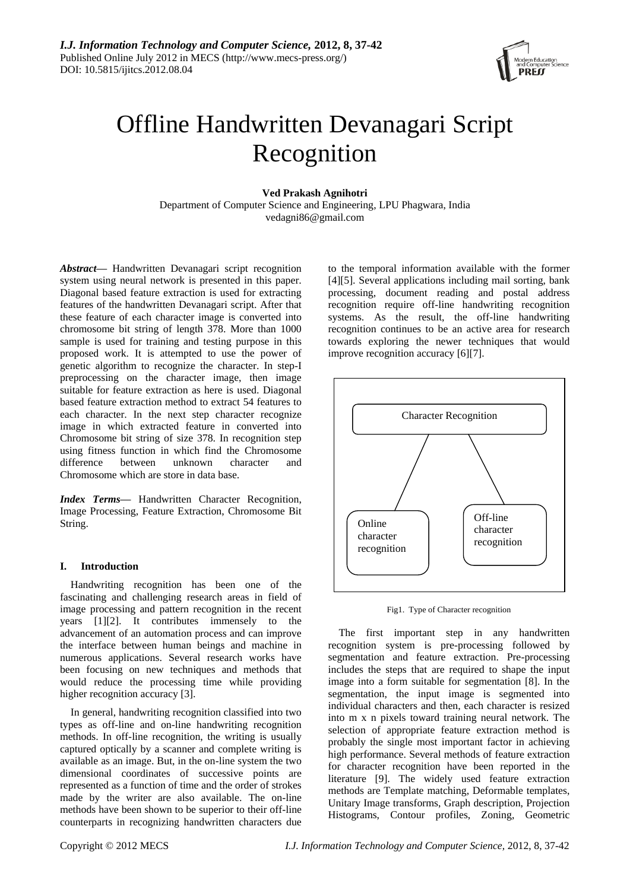# Offline Handwritten Devanagari Script Recognition

**Ved Prakash Agnihotri**
Department of Computer Science and Engineering, LPU Phagwara, India
vedagni86@gmail.com

***Abstract*—** Handwritten Devanagari script recognition system using neural network is presented in this paper. Diagonal based feature extraction is used for extracting features of the handwritten Devanagari script. After that these feature of each character image is converted into chromosome bit string of length 378. More than 1000 sample is used for training and testing purpose in this proposed work. It is attempted to use the power of genetic algorithm to recognize the character. In step-I preprocessing on the character image, then image suitable for feature extraction as here is used. Diagonal based feature extraction method to extract 54 features to each character. In the next step character recognize image in which extracted feature in converted into Chromosome bit string of size 378. In recognition step using fitness function in which find the Chromosome difference between unknown character and Chromosome which are store in data base.

***Index Terms*—** Handwritten Character Recognition, Image Processing, Feature Extraction, Chromosome Bit String.

## I. Introduction

Handwriting recognition has been one of the fascinating and challenging research areas in field of image processing and pattern recognition in the recent years [1][2]. It contributes immensely to the advancement of an automation process and can improve the interface between human beings and machine in numerous applications. Several research works have been focusing on new techniques and methods that would reduce the processing time while providing higher recognition accuracy [3].

In general, handwriting recognition classified into two types as off-line and on-line handwriting recognition methods. In off-line recognition, the writing is usually captured optically by a scanner and complete writing is available as an image. But, in the on-line system the two dimensional coordinates of successive points are represented as a function of time and the order of strokes made by the writer are also available. The on-line methods have been shown to be superior to their off-line counterparts in recognizing handwritten characters due to the temporal information available with the former [4][5]. Several applications including mail sorting, bank processing, document reading and postal address recognition require off-line handwriting recognition systems. As the result, the off-line handwriting recognition continues to be an active area for research towards exploring the newer techniques that would improve recognition accuracy [6][7].

Character Recognition

Online character recognition

Off-line character recognition

Fig1. Type of Character recognition

The first important step in any handwritten recognition system is pre-processing followed by segmentation and feature extraction. Pre-processing includes the steps that are required to shape the input image into a form suitable for segmentation [8]. In the segmentation, the input image is segmented into individual characters and then, each character is resized into m x n pixels toward training neural network. The selection of appropriate feature extraction method is probably the single most important factor in achieving high performance. Several methods of feature extraction for character recognition have been reported in the literature [9]. The widely used feature extraction methods are Template matching, Deformable templates, Unitary Image transforms, Graph description, Projection Histograms, Contour profiles, Zoning, Geometric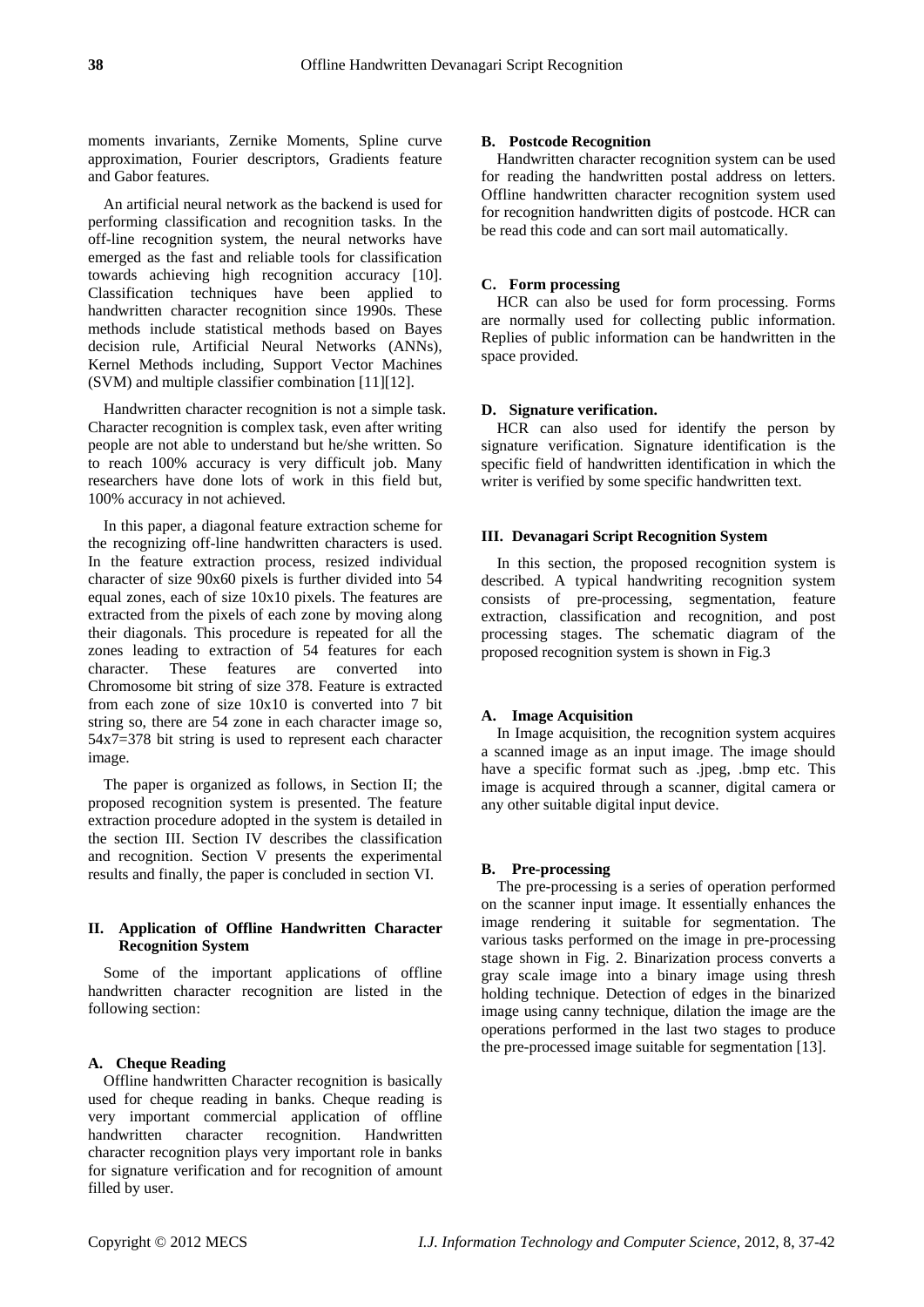moments invariants, Zernike Moments, Spline curve approximation, Fourier descriptors, Gradients feature and Gabor features.

An artificial neural network as the backend is used for performing classification and recognition tasks. In the off-line recognition system, the neural networks have emerged as the fast and reliable tools for classification towards achieving high recognition accuracy [10]. Classification techniques have been applied to handwritten character recognition since 1990s. These methods include statistical methods based on Bayes decision rule, Artificial Neural Networks (ANNs), Kernel Methods including, Support Vector Machines (SVM) and multiple classifier combination [11][12].

Handwritten character recognition is not a simple task. Character recognition is complex task, even after writing people are not able to understand but he/she written. So to reach 100% accuracy is very difficult job. Many researchers have done lots of work in this field but, 100% accuracy in not achieved.

In this paper, a diagonal feature extraction scheme for the recognizing off-line handwritten characters is used. In the feature extraction process, resized individual character of size 90x60 pixels is further divided into 54 equal zones, each of size 10x10 pixels. The features are extracted from the pixels of each zone by moving along their diagonals. This procedure is repeated for all the zones leading to extraction of 54 features for each character. These features are converted into Chromosome bit string of size 378. Feature is extracted from each zone of size 10x10 is converted into 7 bit string so, there are 54 zone in each character image so, 54x7=378 bit string is used to represent each character image.

The paper is organized as follows, in Section II; the proposed recognition system is presented. The feature extraction procedure adopted in the system is detailed in the section III. Section IV describes the classification and recognition. Section V presents the experimental results and finally, the paper is concluded in section VI.

## II. Application of Offline Handwritten Character Recognition System

Some of the important applications of offline handwritten character recognition are listed in the following section:

### A. Cheque Reading

Offline handwritten Character recognition is basically used for cheque reading in banks. Cheque reading is very important commercial application of offline handwritten character recognition. Handwritten character recognition plays very important role in banks for signature verification and for recognition of amount filled by user.

### B. Postcode Recognition

Handwritten character recognition system can be used for reading the handwritten postal address on letters. Offline handwritten character recognition system used for recognition handwritten digits of postcode. HCR can be read this code and can sort mail automatically.

### C. Form processing

HCR can also be used for form processing. Forms are normally used for collecting public information. Replies of public information can be handwritten in the space provided.

### D. Signature verification.

HCR can also used for identify the person by signature verification. Signature identification is the specific field of handwritten identification in which the writer is verified by some specific handwritten text.

## III. Devanagari Script Recognition System

In this section, the proposed recognition system is described. A typical handwriting recognition system consists of pre-processing, segmentation, feature extraction, classification and recognition, and post processing stages. The schematic diagram of the proposed recognition system is shown in Fig.3

### A. Image Acquisition

In Image acquisition, the recognition system acquires a scanned image as an input image. The image should have a specific format such as .jpeg, .bmp etc. This image is acquired through a scanner, digital camera or any other suitable digital input device.

### B. Pre-processing

The pre-processing is a series of operation performed on the scanner input image. It essentially enhances the image rendering it suitable for segmentation. The various tasks performed on the image in pre-processing stage shown in Fig. 2. Binarization process converts a gray scale image into a binary image using thresh holding technique. Detection of edges in the binarized image using canny technique, dilation the image are the operations performed in the last two stages to produce the pre-processed image suitable for segmentation [13].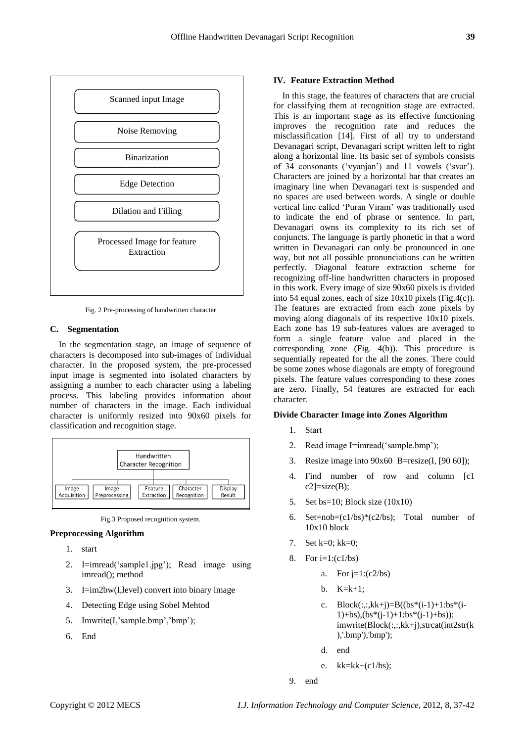Scanned input Image

Noise Removing

Binarization

Edge Detection

Dilation and Filling

Processed Image for feature Extraction

Fig. 2 Pre-processing of handwritten character

### C. Segmentation

In the segmentation stage, an image of sequence of characters is decomposed into sub-images of individual character. In the proposed system, the pre-processed input image is segmented into isolated characters by assigning a number to each character using a labeling process. This labeling provides information about number of characters in the image. Each individual character is uniformly resized into 90x60 pixels for classification and recognition stage.

Handwritten Character Recognition

Image Acquisition | Image Preprocessing | Feature Extraction | Character Recognition | Display Result

Fig.3 Proposed recognition system.

**Preprocessing Algorithm**

1. start
2. I=imread('sample1.jpg'); Read image using imread(); method
3. I=im2bw(I,level) convert into binary image
4. Detecting Edge using Sobel Mehtod
5. Imwrite(I,'sample.bmp','bmp');
6. End

### IV. Feature Extraction Method

In this stage, the features of characters that are crucial for classifying them at recognition stage are extracted. This is an important stage as its effective functioning improves the recognition rate and reduces the misclassification [14]. First of all try to understand Devanagari script, Devanagari script written left to right along a horizontal line. Its basic set of symbols consists of 34 consonants ('vyanjan') and 11 vowels ('svar'). Characters are joined by a horizontal bar that creates an imaginary line when Devanagari text is suspended and no spaces are used between words. A single or double vertical line called 'Puran Viram' was traditionally used to indicate the end of phrase or sentence. In part, Devanagari owns its complexity to its rich set of conjuncts. The language is partly phonetic in that a word written in Devanagari can only be pronounced in one way, but not all possible pronunciations can be written perfectly. Diagonal feature extraction scheme for recognizing off-line handwritten characters in proposed in this work. Every image of size 90x60 pixels is divided into 54 equal zones, each of size 10x10 pixels (Fig.4(c)). The features are extracted from each zone pixels by moving along diagonals of its respective 10x10 pixels. Each zone has 19 sub-features values are averaged to form a single feature value and placed in the corresponding zone (Fig. 4(b)). This procedure is sequentially repeated for the all the zones. There could be some zones whose diagonals are empty of foreground pixels. The feature values corresponding to these zones are zero. Finally, 54 features are extracted for each character.

**Divide Character Image into Zones Algorithm**

1. Start
2. Read image I=imread('sample.bmp');
3. Resize image into 90x60 B=resize(I, [90 60]);
4. Find number of row and column [c1 c2]=size(B);
5. Set bs=10; Block size (10x10)
6. Set=nob=(c1/bs)*(c2/bs); Total number of 10x10 block
7. Set k=0; kk=0;
8. For i=1:(c1/bs)
   a. For j=1:(c2/bs)
   b. K=k+1;
   c. Block(:,:,kk+j)=B((bs*(i-1)+1:bs*(i-1)+bs),(bs*(j-1)+1:bs*(j-1)+bs)); imwrite(Block(:,:,kk+j),strcat(int2str(k),'.bmp'),'bmp');
   d. end
   e. kk=kk+(c1/bs);
9. end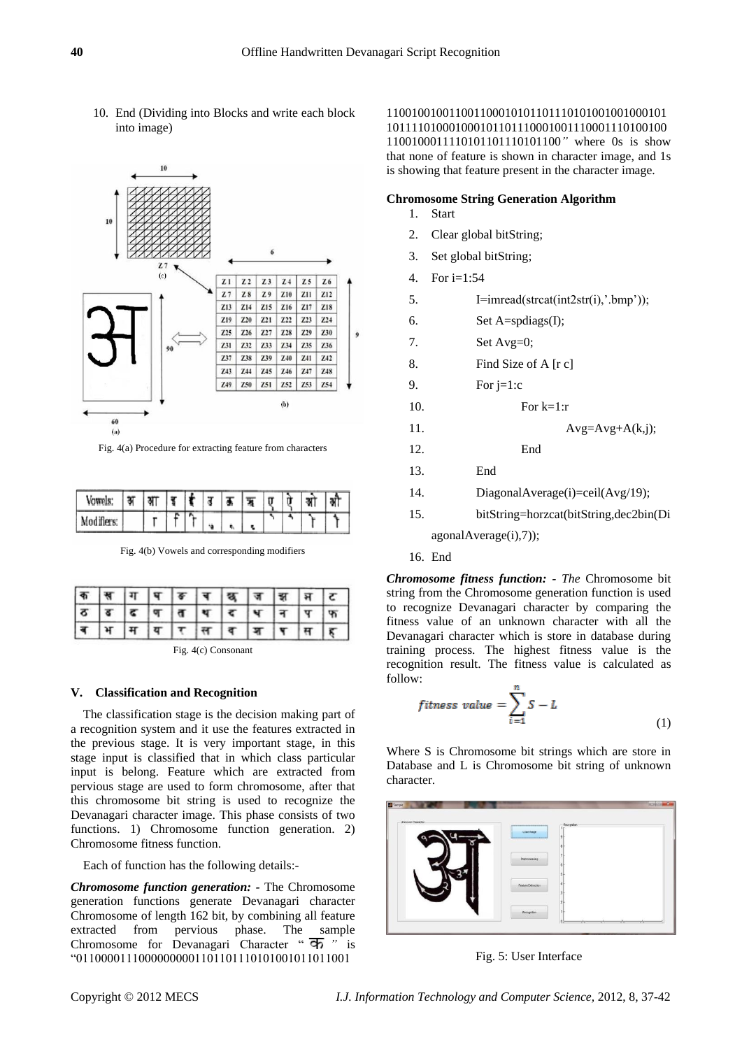10. End (Dividing into Blocks and write each block into image)

Fig. 4(a) Procedure for extracting feature from characters

| Vowels: | अ | आ | इ | ई | उ | ऊ | ऋ | ए | ऐ | ओ | औ |
|---|---|---|---|---|---|---|---|---|---|---|---|
| Modifiers: | | ा | ि | ी | ु | ू | ृ | े | ै | ो | ौ |

Fig. 4(b) Vowels and corresponding modifiers

| क | ख | ग | घ | ङ | च | छ | ज | झ | ञ | ट |
|---|---|---|---|---|---|---|---|---|---|---|
| ठ | ड | ढ | ण | त | थ | द | ध | न | प | फ |
| ब | भ | म | य | र | ल | व | श | ष | स | ह |

Fig. 4(c) Consonant

## V. Classification and Recognition

The classification stage is the decision making part of a recognition system and it use the features extracted in the previous stage. It is very important stage, in this stage input is classified that in which class particular input is belong. Feature which are extracted from pervious stage are used to form chromosome, after that this chromosome bit string is used to recognize the Devanagari character image. This phase consists of two functions. 1) Chromosome function generation. 2) Chromosome fitness function.

Each of function has the following details:-

***Chromosome function generation: -*** The Chromosome generation functions generate Devanagari character Chromosome of length 162 bit, by combining all feature extracted from pervious phase. The sample Chromosome for Devanagari Character " क " is "0110000111000000000011011011101010010110110011100100100110011000101011011101010010010001011011110100010001011011100010011100011101001001100100011111010110111010110 0" where 0s is show that none of feature is shown in character image, and 1s is showing that feature present in the character image.

**Chromosome String Generation Algorithm**

1. Start
2. Clear global bitString;
3. Set global bitString;
4. For i=1:54
5. I=imread(strcat(int2str(i),'.bmp'));
6. Set A=spdiags(I);
7. Set Avg=0;
8. Find Size of A [r c]
9. For j=1:c
10. For k=1:r
11. Avg=Avg+A(k,j);
12. End
13. End
14. DiagonalAverage(i)=ceil(Avg/19);
15. bitString=horzcat(bitString,dec2bin(DiagonalAverage(i),7));
16. End

***Chromosome fitness function: -*** *The* Chromosome bit string from the Chromosome generation function is used to recognize Devanagari character by comparing the fitness value of an unknown character with all the Devanagari character which is store in database during training process. The highest fitness value is the recognition result. The fitness value is calculated as follow:

$$fitness\ value = \sum_{i=1}^{n} S - L \tag{1}$$

Where S is Chromosome bit strings which are store in Database and L is Chromosome bit string of unknown character.

Fig. 5: User Interface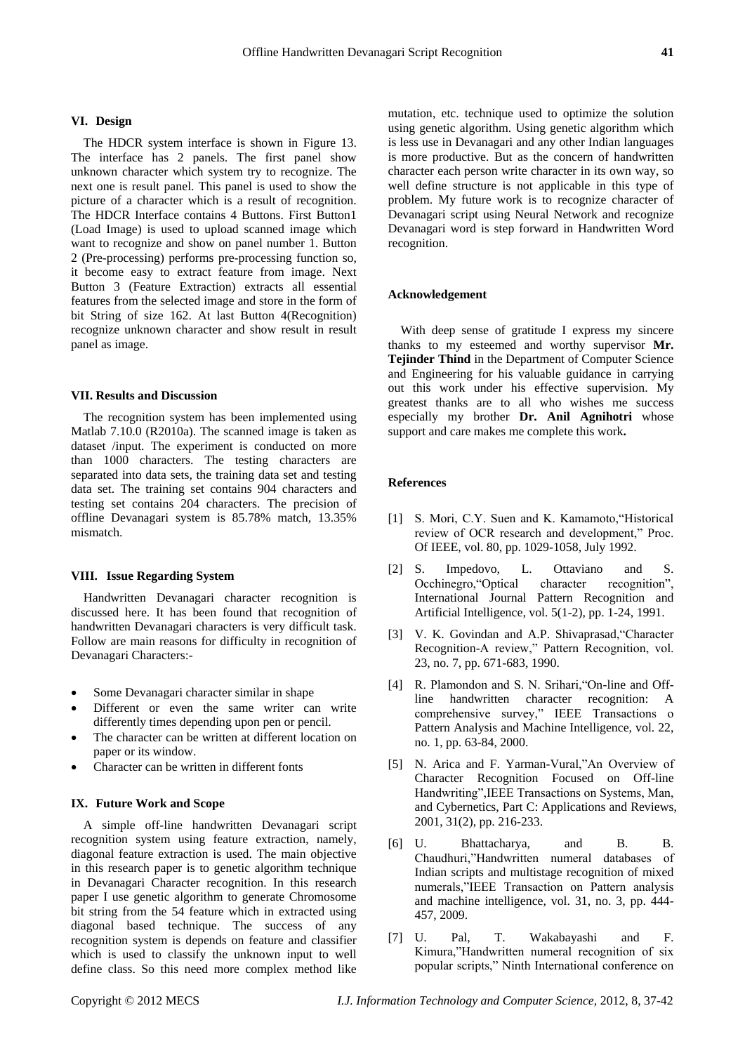## VI. Design

The HDCR system interface is shown in Figure 13. The interface has 2 panels. The first panel show unknown character which system try to recognize. The next one is result panel. This panel is used to show the picture of a character which is a result of recognition. The HDCR Interface contains 4 Buttons. First Button1 (Load Image) is used to upload scanned image which want to recognize and show on panel number 1. Button 2 (Pre-processing) performs pre-processing function so, it become easy to extract feature from image. Next Button 3 (Feature Extraction) extracts all essential features from the selected image and store in the form of bit String of size 162. At last Button 4(Recognition) recognize unknown character and show result in result panel as image.

## VII. Results and Discussion

The recognition system has been implemented using Matlab 7.10.0 (R2010a). The scanned image is taken as dataset /input. The experiment is conducted on more than 1000 characters. The testing characters are separated into data sets, the training data set and testing data set. The training set contains 904 characters and testing set contains 204 characters. The precision of offline Devanagari system is 85.78% match, 13.35% mismatch.

## VIII. Issue Regarding System

Handwritten Devanagari character recognition is discussed here. It has been found that recognition of handwritten Devanagari characters is very difficult task. Follow are main reasons for difficulty in recognition of Devanagari Characters:-

- Some Devanagari character similar in shape
- Different or even the same writer can write differently times depending upon pen or pencil.
- The character can be written at different location on paper or its window.
- Character can be written in different fonts

## IX. Future Work and Scope

A simple off-line handwritten Devanagari script recognition system using feature extraction, namely, diagonal feature extraction is used. The main objective in this research paper is to genetic algorithm technique in Devanagari Character recognition. In this research paper I use genetic algorithm to generate Chromosome bit string from the 54 feature which in extracted using diagonal based technique. The success of any recognition system is depends on feature and classifier which is used to classify the unknown input to well define class. So this need more complex method like mutation, etc. technique used to optimize the solution using genetic algorithm. Using genetic algorithm which is less use in Devanagari and any other Indian languages is more productive. But as the concern of handwritten character each person write character in its own way, so well define structure is not applicable in this type of problem. My future work is to recognize character of Devanagari script using Neural Network and recognize Devanagari word is step forward in Handwritten Word recognition.

## Acknowledgement

With deep sense of gratitude I express my sincere thanks to my esteemed and worthy supervisor **Mr. Tejinder Thind** in the Department of Computer Science and Engineering for his valuable guidance in carrying out this work under his effective supervision. My greatest thanks are to all who wishes me success especially my brother **Dr. Anil Agnihotri** whose support and care makes me complete this work**.**

## References

[1] S. Mori, C.Y. Suen and K. Kamamoto,"Historical review of OCR research and development," Proc. Of IEEE, vol. 80, pp. 1029-1058, July 1992.

[2] S. Impedovo, L. Ottaviano and S. Occhinegro,"Optical character recognition", International Journal Pattern Recognition and Artificial Intelligence, vol. 5(1-2), pp. 1-24, 1991.

[3] V. K. Govindan and A.P. Shivaprasad,"Character Recognition-A review," Pattern Recognition, vol. 23, no. 7, pp. 671-683, 1990.

[4] R. Plamondon and S. N. Srihari,"On-line and Off-line handwritten character recognition: A comprehensive survey," IEEE Transactions o Pattern Analysis and Machine Intelligence, vol. 22, no. 1, pp. 63-84, 2000.

[5] N. Arica and F. Yarman-Vural,"An Overview of Character Recognition Focused on Off-line Handwriting",IEEE Transactions on Systems, Man, and Cybernetics, Part C: Applications and Reviews, 2001, 31(2), pp. 216-233.

[6] U. Bhattacharya, and B. B. Chaudhuri,"Handwritten numeral databases of Indian scripts and multistage recognition of mixed numerals,"IEEE Transaction on Pattern analysis and machine intelligence, vol. 31, no. 3, pp. 444-457, 2009.

[7] U. Pal, T. Wakabayashi and F. Kimura,"Handwritten numeral recognition of six popular scripts," Ninth International conference on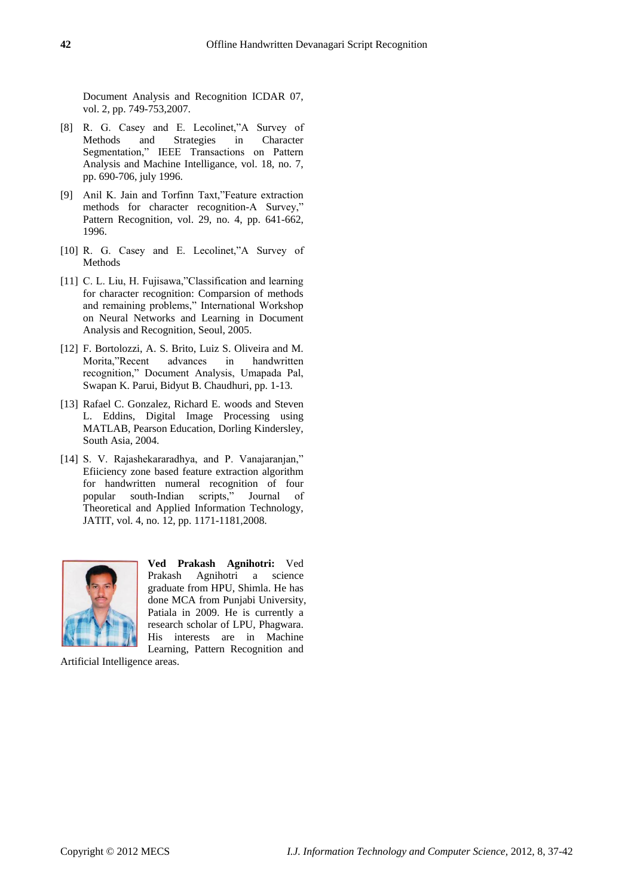Document Analysis and Recognition ICDAR 07, vol. 2, pp. 749-753,2007.

[8] R. G. Casey and E. Lecolinet,"A Survey of Methods and Strategies in Character Segmentation," IEEE Transactions on Pattern Analysis and Machine Intelligence, vol. 18, no. 7, pp. 690-706, july 1996.

[9] Anil K. Jain and Torfinn Taxt,"Feature extraction methods for character recognition-A Survey," Pattern Recognition, vol. 29, no. 4, pp. 641-662, 1996.

[10] R. G. Casey and E. Lecolinet,"A Survey of Methods

[11] C. L. Liu, H. Fujisawa,"Classification and learning for character recognition: Comparsion of methods and remaining problems," International Workshop on Neural Networks and Learning in Document Analysis and Recognition, Seoul, 2005.

[12] F. Bortolozzi, A. S. Brito, Luiz S. Oliveira and M. Morita,"Recent advances in handwritten recognition," Document Analysis, Umapada Pal, Swapan K. Parui, Bidyut B. Chaudhuri, pp. 1-13.

[13] Rafael C. Gonzalez, Richard E. woods and Steven L. Eddins, Digital Image Processing using MATLAB, Pearson Education, Dorling Kindersley, South Asia, 2004.

[14] S. V. Rajashekararadhya, and P. Vanajaranjan," Efiiciency zone based feature extraction algorithm for handwritten numeral recognition of four popular south-Indian scripts," Journal of Theoretical and Applied Information Technology, JATIT, vol. 4, no. 12, pp. 1171-1181,2008.

**Ved Prakash Agnihotri:** Ved Prakash Agnihotri a science graduate from HPU, Shimla. He has done MCA from Punjabi University, Patiala in 2009. He is currently a research scholar of LPU, Phagwara. His interests are in Machine Learning, Pattern Recognition and Artificial Intelligence areas.